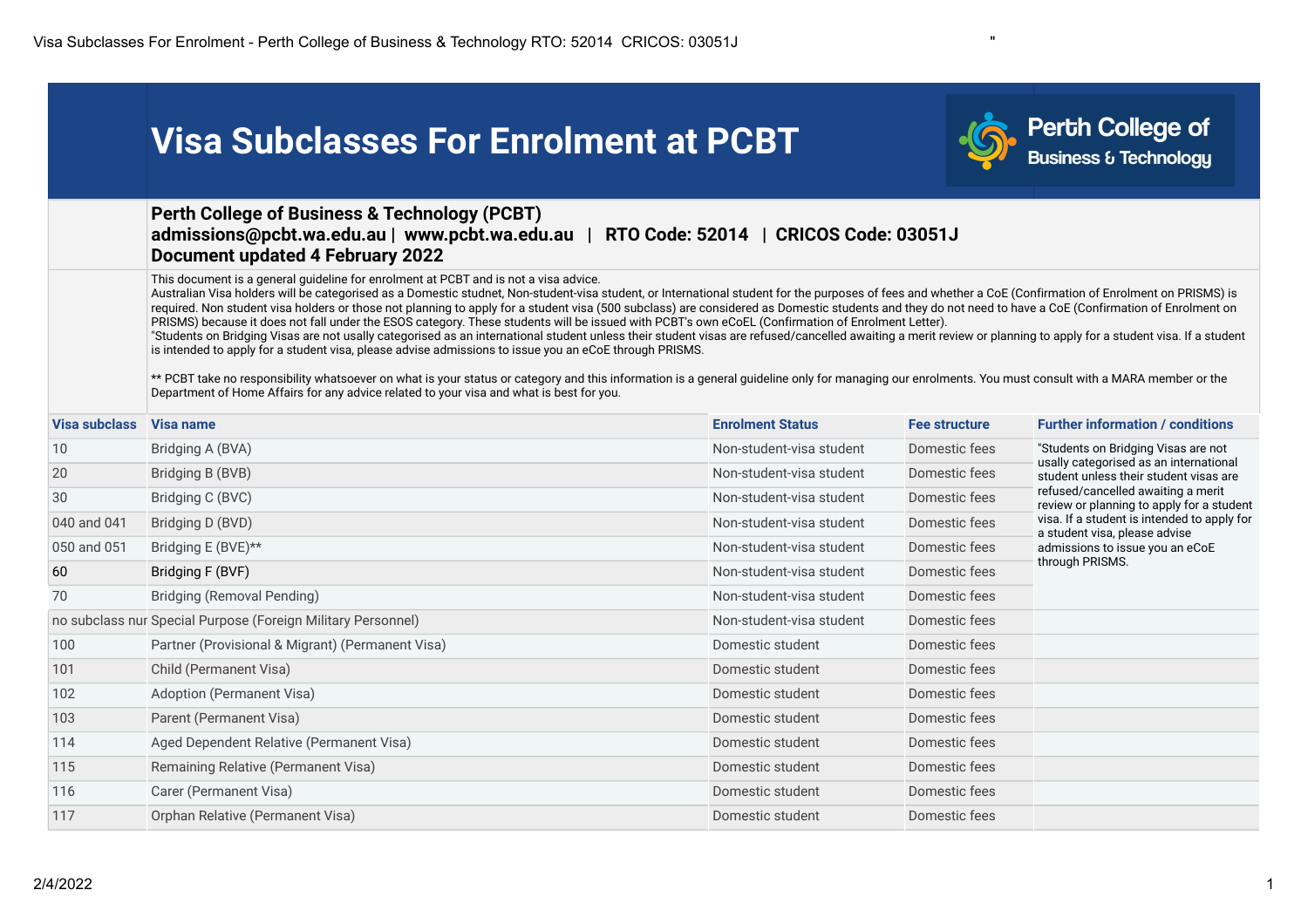# Visa Subclasses For Enrolment at PCBT

Perth College of Business & Technology

**Perth College of Business & Technology (PCBT)**
**admissions@pcbt.wa.edu.au | www.pcbt.wa.edu.au | RTO Code: 52014 | CRICOS Code: 03051J**
**Document updated 4 February 2022**

This document is a general guideline for enrolment at PCBT and is not a visa advice.
Australian Visa holders will be categorised as a Domestic studnet, Non-student-visa student, or International student for the purposes of fees and whether a CoE (Confirmation of Enrolment on PRISMS) is required. Non student visa holders or those not planning to apply for a student visa (500 subclass) are considered as Domestic students and they do not need to have a CoE (Confirmation of Enrolment on PRISMS) because it does not fall under the ESOS category. These students will be issued with PCBT's own eCoEL (Confirmation of Enrolment Letter).
"Students on Bridging Visas are not usally categorised as an international student unless their student visas are refused/cancelled awaiting a merit review or planning to apply for a student visa. If a student is intended to apply for a student visa, please advise admissions to issue you an eCoE through PRISMS.

** PCBT take no responsibility whatsoever on what is your status or category and this information is a general guideline only for managing our enrolments. You must consult with a MARA member or the Department of Home Affairs for any advice related to your visa and what is best for you.

| Visa subclass | Visa name | Enrolment Status | Fee structure | Further information / conditions |
|---|---|---|---|---|
| 10 | Bridging A (BVA) | Non-student-visa student | Domestic fees | "Students on Bridging Visas are not usally categorised as an international student unless their student visas are refused/cancelled awaiting a merit review or planning to apply for a student visa. If a student is intended to apply for a student visa, please advise admissions to issue you an eCoE through PRISMS. |
| 20 | Bridging B (BVB) | Non-student-visa student | Domestic fees | |
| 30 | Bridging C (BVC) | Non-student-visa student | Domestic fees | |
| 040 and 041 | Bridging D (BVD) | Non-student-visa student | Domestic fees | |
| 050 and 051 | Bridging E (BVE)** | Non-student-visa student | Domestic fees | |
| 60 | Bridging F (BVF) | Non-student-visa student | Domestic fees | |
| 70 | Bridging (Removal Pending) | Non-student-visa student | Domestic fees | |
| no subclass nur | Special Purpose (Foreign Military Personnel) | Non-student-visa student | Domestic fees | |
| 100 | Partner (Provisional & Migrant) (Permanent Visa) | Domestic student | Domestic fees | |
| 101 | Child (Permanent Visa) | Domestic student | Domestic fees | |
| 102 | Adoption (Permanent Visa) | Domestic student | Domestic fees | |
| 103 | Parent (Permanent Visa) | Domestic student | Domestic fees | |
| 114 | Aged Dependent Relative (Permanent Visa) | Domestic student | Domestic fees | |
| 115 | Remaining Relative (Permanent Visa) | Domestic student | Domestic fees | |
| 116 | Carer (Permanent Visa) | Domestic student | Domestic fees | |
| 117 | Orphan Relative (Permanent Visa) | Domestic student | Domestic fees | |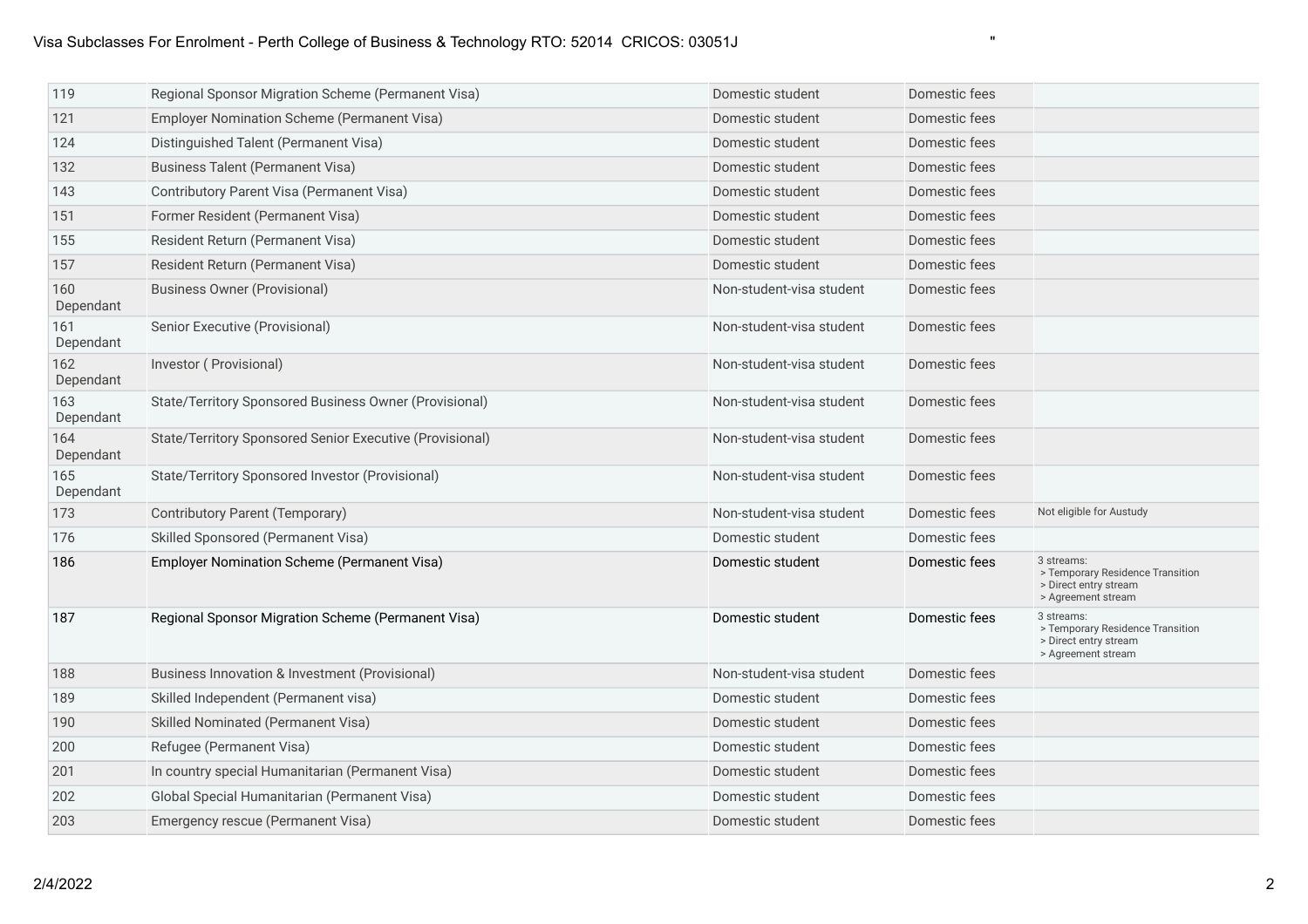| 119 | Regional Sponsor Migration Scheme (Permanent Visa) | Domestic student | Domestic fees | |
|---|---|---|---|---|
| 121 | Employer Nomination Scheme (Permanent Visa) | Domestic student | Domestic fees | |
| 124 | Distinguished Talent (Permanent Visa) | Domestic student | Domestic fees | |
| 132 | Business Talent (Permanent Visa) | Domestic student | Domestic fees | |
| 143 | Contributory Parent Visa (Permanent Visa) | Domestic student | Domestic fees | |
| 151 | Former Resident (Permanent Visa) | Domestic student | Domestic fees | |
| 155 | Resident Return (Permanent Visa) | Domestic student | Domestic fees | |
| 157 | Resident Return (Permanent Visa) | Domestic student | Domestic fees | |
| 160 Dependant | Business Owner (Provisional) | Non-student-visa student | Domestic fees | |
| 161 Dependant | Senior Executive (Provisional) | Non-student-visa student | Domestic fees | |
| 162 Dependant | Investor ( Provisional) | Non-student-visa student | Domestic fees | |
| 163 Dependant | State/Territory Sponsored Business Owner (Provisional) | Non-student-visa student | Domestic fees | |
| 164 Dependant | State/Territory Sponsored Senior Executive (Provisional) | Non-student-visa student | Domestic fees | |
| 165 Dependant | State/Territory Sponsored Investor (Provisional) | Non-student-visa student | Domestic fees | |
| 173 | Contributory Parent (Temporary) | Non-student-visa student | Domestic fees | Not eligible for Austudy |
| 176 | Skilled Sponsored (Permanent Visa) | Domestic student | Domestic fees | |
| 186 | Employer Nomination Scheme (Permanent Visa) | Domestic student | Domestic fees | 3 streams: > Temporary Residence Transition > Direct entry stream > Agreement stream |
| 187 | Regional Sponsor Migration Scheme (Permanent Visa) | Domestic student | Domestic fees | 3 streams: > Temporary Residence Transition > Direct entry stream > Agreement stream |
| 188 | Business Innovation & Investment (Provisional) | Non-student-visa student | Domestic fees | |
| 189 | Skilled Independent (Permanent visa) | Domestic student | Domestic fees | |
| 190 | Skilled Nominated (Permanent Visa) | Domestic student | Domestic fees | |
| 200 | Refugee (Permanent Visa) | Domestic student | Domestic fees | |
| 201 | In country special Humanitarian (Permanent Visa) | Domestic student | Domestic fees | |
| 202 | Global Special Humanitarian (Permanent Visa) | Domestic student | Domestic fees | |
| 203 | Emergency rescue (Permanent Visa) | Domestic student | Domestic fees | |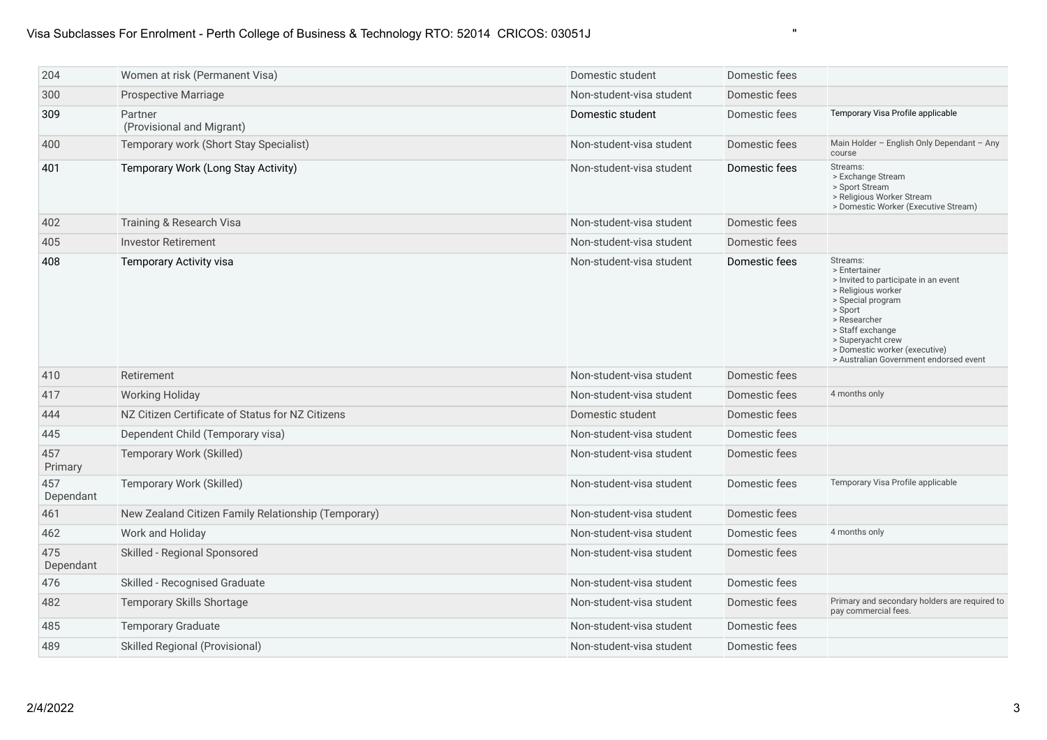| | | | | |
|---|---|---|---|---|
| 204 | Women at risk (Permanent Visa) | Domestic student | Domestic fees | |
| 300 | Prospective Marriage | Non-student-visa student | Domestic fees | |
| 309 | Partner (Provisional and Migrant) | Domestic student | Domestic fees | Temporary Visa Profile applicable |
| 400 | Temporary work (Short Stay Specialist) | Non-student-visa student | Domestic fees | Main Holder – English Only Dependant – Any course |
| 401 | Temporary Work (Long Stay Activity) | Non-student-visa student | Domestic fees | Streams:<br>> Exchange Stream<br>> Sport Stream<br>> Religious Worker Stream<br>> Domestic Worker (Executive Stream) |
| 402 | Training & Research Visa | Non-student-visa student | Domestic fees | |
| 405 | Investor Retirement | Non-student-visa student | Domestic fees | |
| 408 | Temporary Activity visa | Non-student-visa student | Domestic fees | Streams:<br>> Entertainer<br>> Invited to participate in an event<br>> Religious worker<br>> Special program<br>> Sport<br>> Researcher<br>> Staff exchange<br>> Superyacht crew<br>> Domestic worker (executive)<br>> Australian Government endorsed event |
| 410 | Retirement | Non-student-visa student | Domestic fees | |
| 417 | Working Holiday | Non-student-visa student | Domestic fees | 4 months only |
| 444 | NZ Citizen Certificate of Status for NZ Citizens | Domestic student | Domestic fees | |
| 445 | Dependent Child (Temporary visa) | Non-student-visa student | Domestic fees | |
| 457 Primary | Temporary Work (Skilled) | Non-student-visa student | Domestic fees | |
| 457 Dependant | Temporary Work (Skilled) | Non-student-visa student | Domestic fees | Temporary Visa Profile applicable |
| 461 | New Zealand Citizen Family Relationship (Temporary) | Non-student-visa student | Domestic fees | |
| 462 | Work and Holiday | Non-student-visa student | Domestic fees | 4 months only |
| 475 Dependant | Skilled - Regional Sponsored | Non-student-visa student | Domestic fees | |
| 476 | Skilled - Recognised Graduate | Non-student-visa student | Domestic fees | |
| 482 | Temporary Skills Shortage | Non-student-visa student | Domestic fees | Primary and secondary holders are required to pay commercial fees. |
| 485 | Temporary Graduate | Non-student-visa student | Domestic fees | |
| 489 | Skilled Regional (Provisional) | Non-student-visa student | Domestic fees | |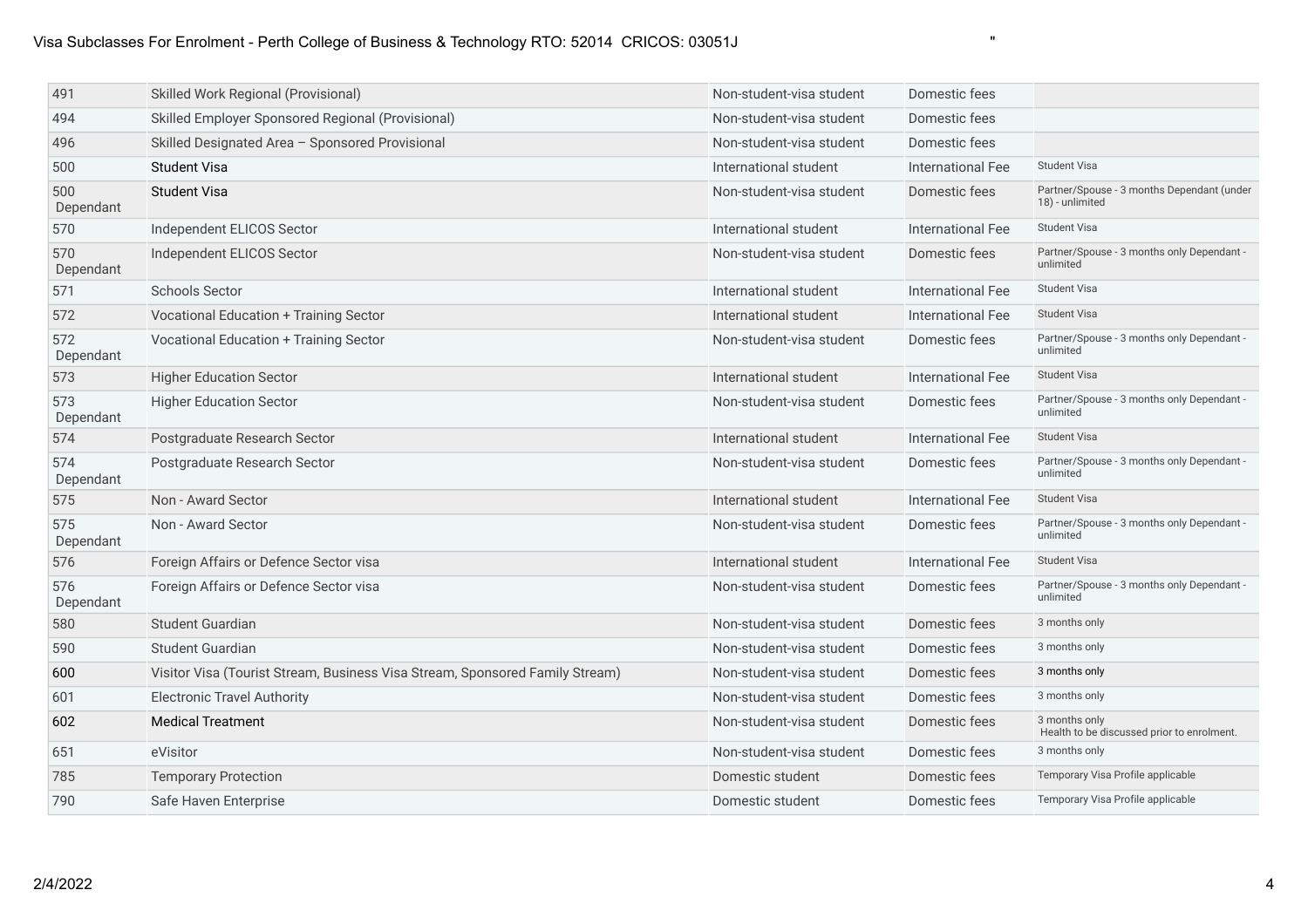| 491 | Skilled Work Regional (Provisional) | Non-student-visa student | Domestic fees | |
|---|---|---|---|---|
| 494 | Skilled Employer Sponsored Regional (Provisional) | Non-student-visa student | Domestic fees | |
| 496 | Skilled Designated Area – Sponsored Provisional | Non-student-visa student | Domestic fees | |
| 500 | Student Visa | International student | International Fee | Student Visa |
| 500 Dependant | Student Visa | Non-student-visa student | Domestic fees | Partner/Spouse - 3 months Dependant (under 18) - unlimited |
| 570 | Independent ELICOS Sector | International student | International Fee | Student Visa |
| 570 Dependant | Independent ELICOS Sector | Non-student-visa student | Domestic fees | Partner/Spouse - 3 months only Dependant - unlimited |
| 571 | Schools Sector | International student | International Fee | Student Visa |
| 572 | Vocational Education + Training Sector | International student | International Fee | Student Visa |
| 572 Dependant | Vocational Education + Training Sector | Non-student-visa student | Domestic fees | Partner/Spouse - 3 months only Dependant - unlimited |
| 573 | Higher Education Sector | International student | International Fee | Student Visa |
| 573 Dependant | Higher Education Sector | Non-student-visa student | Domestic fees | Partner/Spouse - 3 months only Dependant - unlimited |
| 574 | Postgraduate Research Sector | International student | International Fee | Student Visa |
| 574 Dependant | Postgraduate Research Sector | Non-student-visa student | Domestic fees | Partner/Spouse - 3 months only Dependant - unlimited |
| 575 | Non - Award Sector | International student | International Fee | Student Visa |
| 575 Dependant | Non - Award Sector | Non-student-visa student | Domestic fees | Partner/Spouse - 3 months only Dependant - unlimited |
| 576 | Foreign Affairs or Defence Sector visa | International student | International Fee | Student Visa |
| 576 Dependant | Foreign Affairs or Defence Sector visa | Non-student-visa student | Domestic fees | Partner/Spouse - 3 months only Dependant - unlimited |
| 580 | Student Guardian | Non-student-visa student | Domestic fees | 3 months only |
| 590 | Student Guardian | Non-student-visa student | Domestic fees | 3 months only |
| 600 | Visitor Visa (Tourist Stream, Business Visa Stream, Sponsored Family Stream) | Non-student-visa student | Domestic fees | 3 months only |
| 601 | Electronic Travel Authority | Non-student-visa student | Domestic fees | 3 months only |
| 602 | Medical Treatment | Non-student-visa student | Domestic fees | 3 months only Health to be discussed prior to enrolment. |
| 651 | eVisitor | Non-student-visa student | Domestic fees | 3 months only |
| 785 | Temporary Protection | Domestic student | Domestic fees | Temporary Visa Profile applicable |
| 790 | Safe Haven Enterprise | Domestic student | Domestic fees | Temporary Visa Profile applicable |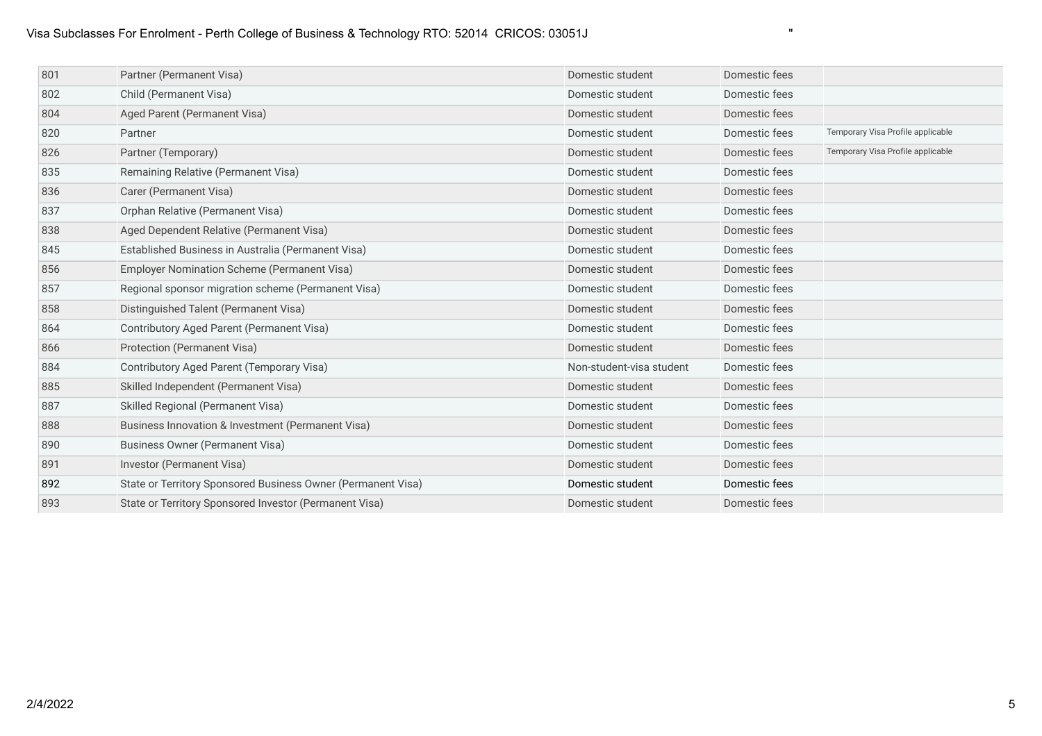| 801 | Partner (Permanent Visa) | Domestic student | Domestic fees | |
|---|---|---|---|---|
| 802 | Child (Permanent Visa) | Domestic student | Domestic fees | |
| 804 | Aged Parent (Permanent Visa) | Domestic student | Domestic fees | |
| 820 | Partner | Domestic student | Domestic fees | Temporary Visa Profile applicable |
| 826 | Partner (Temporary) | Domestic student | Domestic fees | Temporary Visa Profile applicable |
| 835 | Remaining Relative (Permanent Visa) | Domestic student | Domestic fees | |
| 836 | Carer (Permanent Visa) | Domestic student | Domestic fees | |
| 837 | Orphan Relative (Permanent Visa) | Domestic student | Domestic fees | |
| 838 | Aged Dependent Relative (Permanent Visa) | Domestic student | Domestic fees | |
| 845 | Established Business in Australia (Permanent Visa) | Domestic student | Domestic fees | |
| 856 | Employer Nomination Scheme (Permanent Visa) | Domestic student | Domestic fees | |
| 857 | Regional sponsor migration scheme (Permanent Visa) | Domestic student | Domestic fees | |
| 858 | Distinguished Talent (Permanent Visa) | Domestic student | Domestic fees | |
| 864 | Contributory Aged Parent (Permanent Visa) | Domestic student | Domestic fees | |
| 866 | Protection (Permanent Visa) | Domestic student | Domestic fees | |
| 884 | Contributory Aged Parent (Temporary Visa) | Non-student-visa student | Domestic fees | |
| 885 | Skilled Independent (Permanent Visa) | Domestic student | Domestic fees | |
| 887 | Skilled Regional (Permanent Visa) | Domestic student | Domestic fees | |
| 888 | Business Innovation & Investment (Permanent Visa) | Domestic student | Domestic fees | |
| 890 | Business Owner (Permanent Visa) | Domestic student | Domestic fees | |
| 891 | Investor (Permanent Visa) | Domestic student | Domestic fees | |
| 892 | State or Territory Sponsored Business Owner (Permanent Visa) | Domestic student | Domestic fees | |
| 893 | State or Territory Sponsored Investor (Permanent Visa) | Domestic student | Domestic fees | |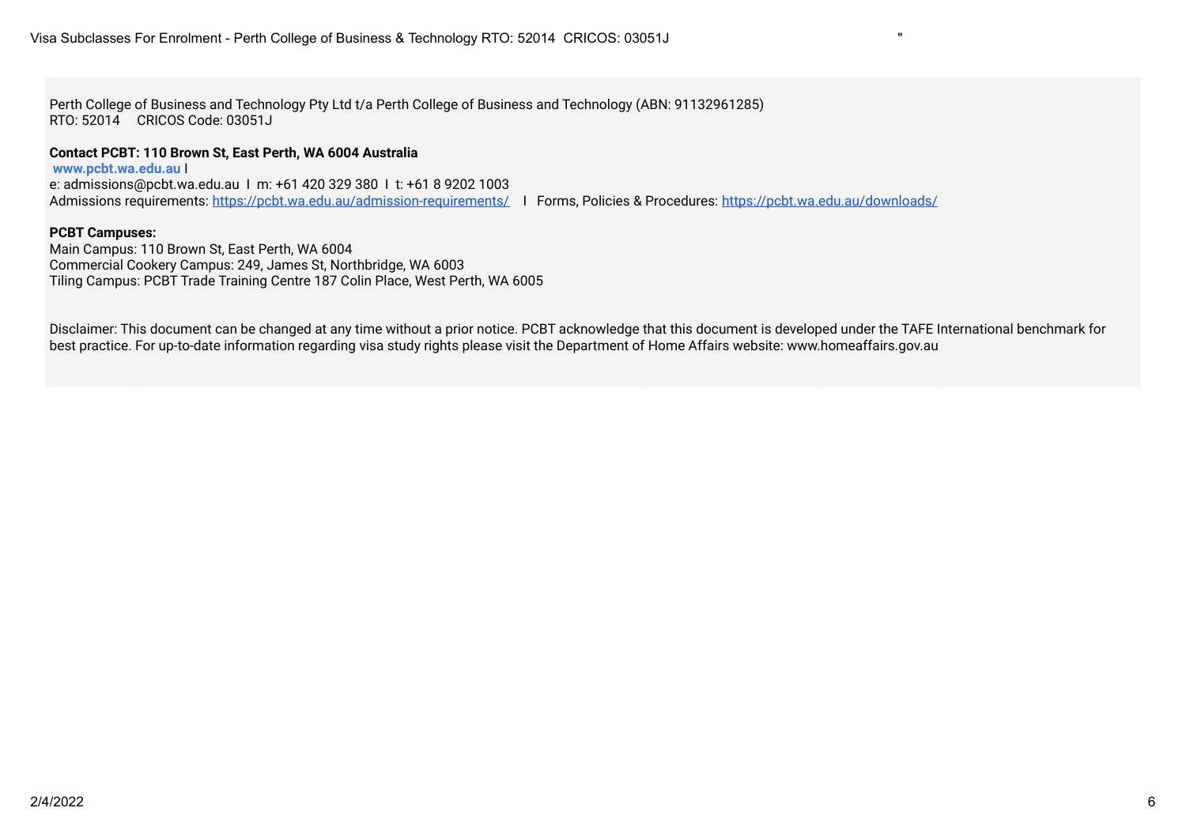Perth College of Business and Technology Pty Ltd t/a Perth College of Business and Technology (ABN: 91132961285)
RTO: 52014 CRICOS Code: 03051J

**Contact PCBT: 110 Brown St, East Perth, WA 6004 Australia**
**www.pcbt.wa.edu.au** I
e: admissions@pcbt.wa.edu.au I m: +61 420 329 380 I t: +61 8 9202 1003
Admissions requirements: https://pcbt.wa.edu.au/admission-requirements/ I Forms, Policies & Procedures: https://pcbt.wa.edu.au/downloads/

**PCBT Campuses:**
Main Campus: 110 Brown St, East Perth, WA 6004
Commercial Cookery Campus: 249, James St, Northbridge, WA 6003
Tiling Campus: PCBT Trade Training Centre 187 Colin Place, West Perth, WA 6005

Disclaimer: This document can be changed at any time without a prior notice. PCBT acknowledge that this document is developed under the TAFE International benchmark for best practice. For up-to-date information regarding visa study rights please visit the Department of Home Affairs website: www.homeaffairs.gov.au